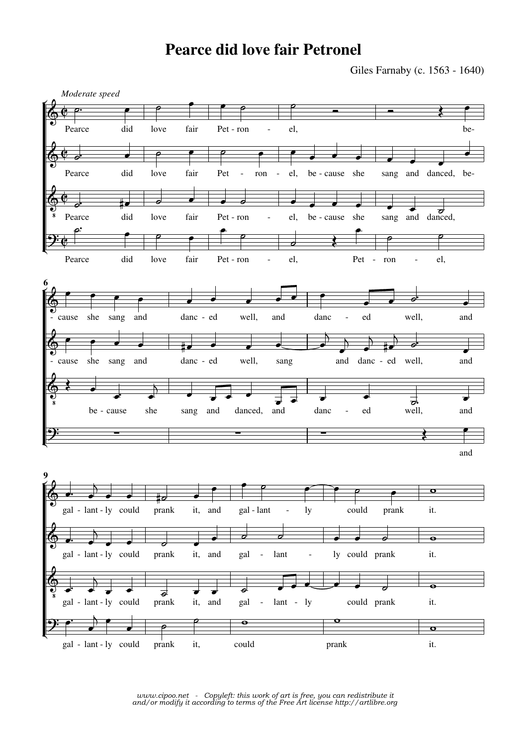# Pearce did love fair Petronel

Giles Farnaby (c. 1563 - 1640)

*Moderate speed*

*www.cipoo.net - Copyleft: this work of art is free, you can redistribute it and/or modify it according to terms of the Free Art license http://artlibre.org*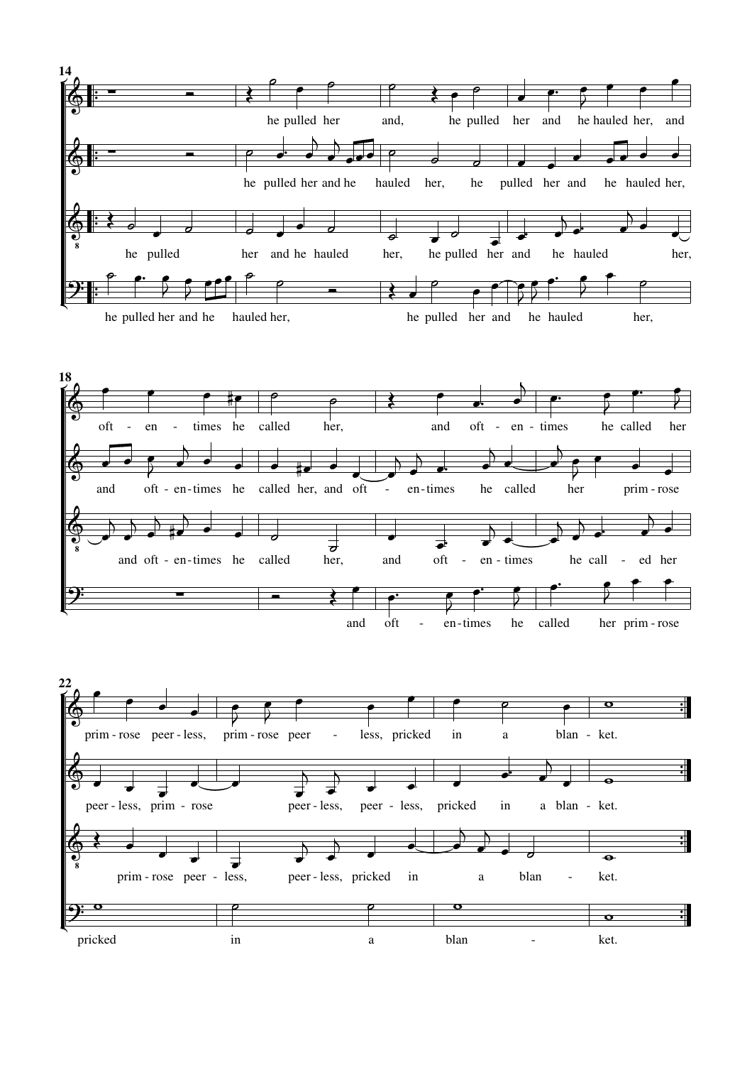14

he pulled her and, he pulled her and he hauled her, and

he pulled her and he hauled her, he pulled her and he hauled her,

he pulled her and he hauled her, he pulled her and he hauled her,

he pulled her and he hauled her, he pulled her and he hauled her,

18

oft - en - times he called her, and oft - en - times he called her

and oft - en - times he called her, and oft - en - times he called her prim - rose

and oft - en - times he called her, and oft - en - times he call - ed her

and oft - en - times he called her prim - rose

22

prim - rose peer - less, prim - rose peer - less, pricked in a blan - ket.

peer - less, prim - rose peer - less, peer - less, pricked in a blan - ket.

prim - rose peer - less, peer - less, pricked in a blan - ket.

pricked in a blan - ket.